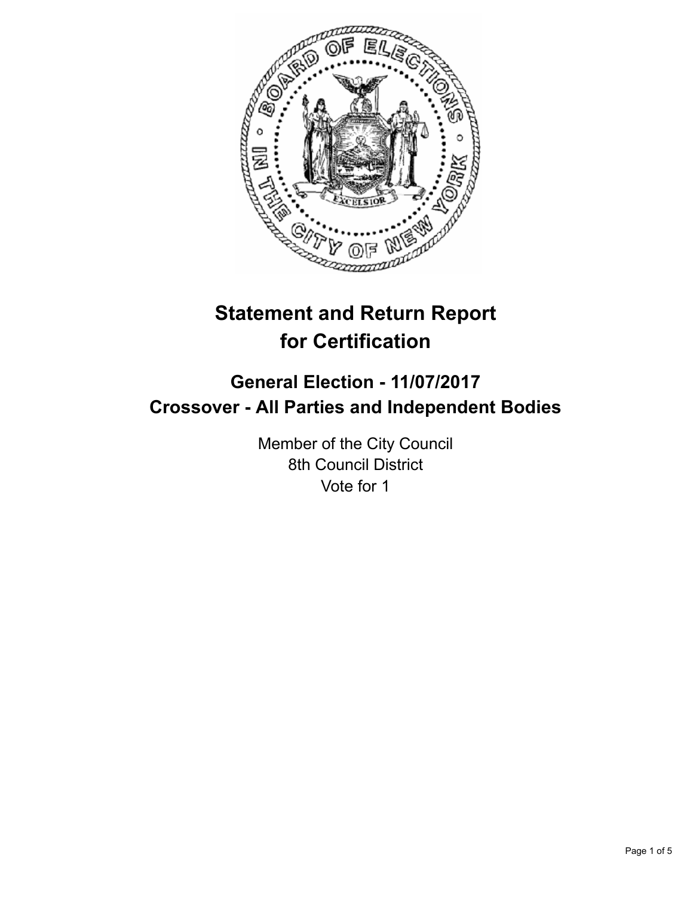# Statement and Return Report for Certification

## General Election - 11/07/2017
## Crossover - All Parties and Independent Bodies

Member of the City Council
8th Council District
Vote for 1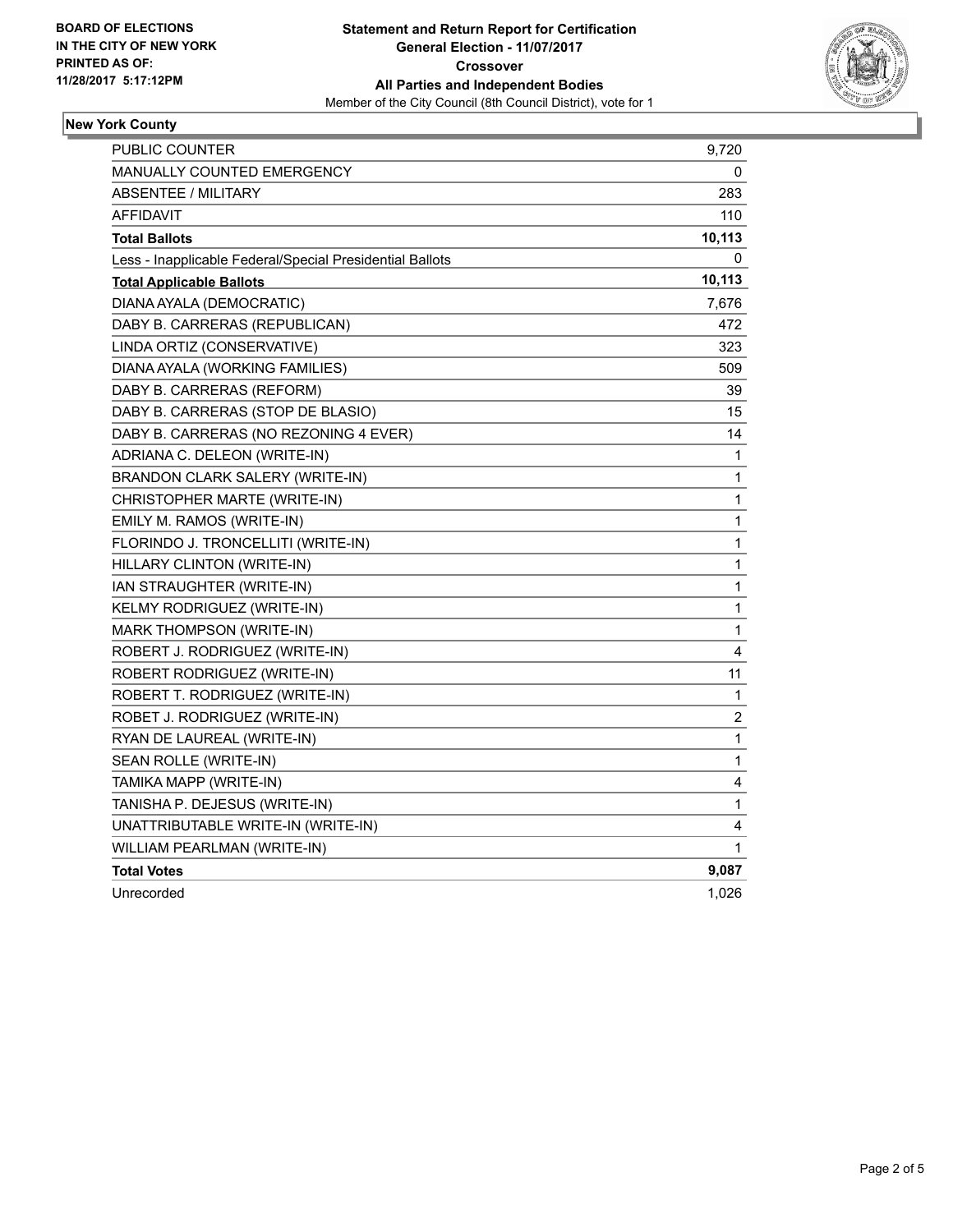**BOARD OF ELECTIONS IN THE CITY OF NEW YORK PRINTED AS OF: 11/28/2017 5:17:12PM**

**Statement and Return Report for Certification**
**General Election - 11/07/2017**
**Crossover**
**All Parties and Independent Bodies**
Member of the City Council (8th Council District), vote for 1

## New York County

| | |
|---|---|
| PUBLIC COUNTER | 9,720 |
| MANUALLY COUNTED EMERGENCY | 0 |
| ABSENTEE / MILITARY | 283 |
| AFFIDAVIT | 110 |
| **Total Ballots** | **10,113** |
| Less - Inapplicable Federal/Special Presidential Ballots | 0 |
| **Total Applicable Ballots** | **10,113** |
| DIANA AYALA (DEMOCRATIC) | 7,676 |
| DABY B. CARRERAS (REPUBLICAN) | 472 |
| LINDA ORTIZ (CONSERVATIVE) | 323 |
| DIANA AYALA (WORKING FAMILIES) | 509 |
| DABY B. CARRERAS (REFORM) | 39 |
| DABY B. CARRERAS (STOP DE BLASIO) | 15 |
| DABY B. CARRERAS (NO REZONING 4 EVER) | 14 |
| ADRIANA C. DELEON (WRITE-IN) | 1 |
| BRANDON CLARK SALERY (WRITE-IN) | 1 |
| CHRISTOPHER MARTE (WRITE-IN) | 1 |
| EMILY M. RAMOS (WRITE-IN) | 1 |
| FLORINDO J. TRONCELLITI (WRITE-IN) | 1 |
| HILLARY CLINTON (WRITE-IN) | 1 |
| IAN STRAUGHTER (WRITE-IN) | 1 |
| KELMY RODRIGUEZ (WRITE-IN) | 1 |
| MARK THOMPSON (WRITE-IN) | 1 |
| ROBERT J. RODRIGUEZ (WRITE-IN) | 4 |
| ROBERT RODRIGUEZ (WRITE-IN) | 11 |
| ROBERT T. RODRIGUEZ (WRITE-IN) | 1 |
| ROBET J. RODRIGUEZ (WRITE-IN) | 2 |
| RYAN DE LAUREAL (WRITE-IN) | 1 |
| SEAN ROLLE (WRITE-IN) | 1 |
| TAMIKA MAPP (WRITE-IN) | 4 |
| TANISHA P. DEJESUS (WRITE-IN) | 1 |
| UNATTRIBUTABLE WRITE-IN (WRITE-IN) | 4 |
| WILLIAM PEARLMAN (WRITE-IN) | 1 |
| **Total Votes** | **9,087** |
| Unrecorded | 1,026 |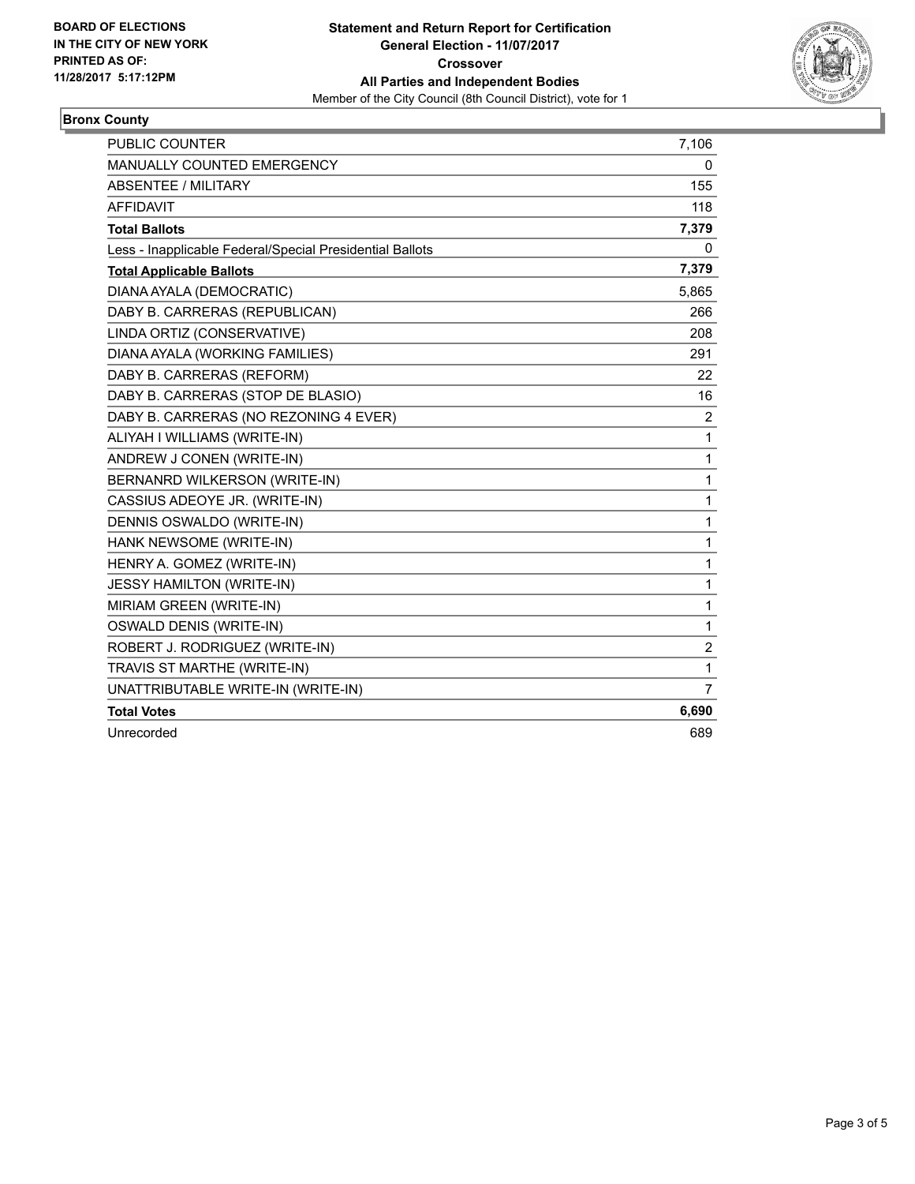**BOARD OF ELECTIONS IN THE CITY OF NEW YORK PRINTED AS OF: 11/28/2017 5:17:12PM**

**Statement and Return Report for Certification General Election - 11/07/2017 Crossover All Parties and Independent Bodies**

Member of the City Council (8th Council District), vote for 1

## Bronx County

| | |
|---|---|
| PUBLIC COUNTER | 7,106 |
| MANUALLY COUNTED EMERGENCY | 0 |
| ABSENTEE / MILITARY | 155 |
| AFFIDAVIT | 118 |
| **Total Ballots** | **7,379** |
| Less - Inapplicable Federal/Special Presidential Ballots | 0 |
| **Total Applicable Ballots** | **7,379** |
| DIANA AYALA (DEMOCRATIC) | 5,865 |
| DABY B. CARRERAS (REPUBLICAN) | 266 |
| LINDA ORTIZ (CONSERVATIVE) | 208 |
| DIANA AYALA (WORKING FAMILIES) | 291 |
| DABY B. CARRERAS (REFORM) | 22 |
| DABY B. CARRERAS (STOP DE BLASIO) | 16 |
| DABY B. CARRERAS (NO REZONING 4 EVER) | 2 |
| ALIYAH I WILLIAMS (WRITE-IN) | 1 |
| ANDREW J CONEN (WRITE-IN) | 1 |
| BERNANRD WILKERSON (WRITE-IN) | 1 |
| CASSIUS ADEOYE JR. (WRITE-IN) | 1 |
| DENNIS OSWALDO (WRITE-IN) | 1 |
| HANK NEWSOME (WRITE-IN) | 1 |
| HENRY A. GOMEZ (WRITE-IN) | 1 |
| JESSY HAMILTON (WRITE-IN) | 1 |
| MIRIAM GREEN (WRITE-IN) | 1 |
| OSWALD DENIS (WRITE-IN) | 1 |
| ROBERT J. RODRIGUEZ (WRITE-IN) | 2 |
| TRAVIS ST MARTHE (WRITE-IN) | 1 |
| UNATTRIBUTABLE WRITE-IN (WRITE-IN) | 7 |
| **Total Votes** | **6,690** |
| Unrecorded | 689 |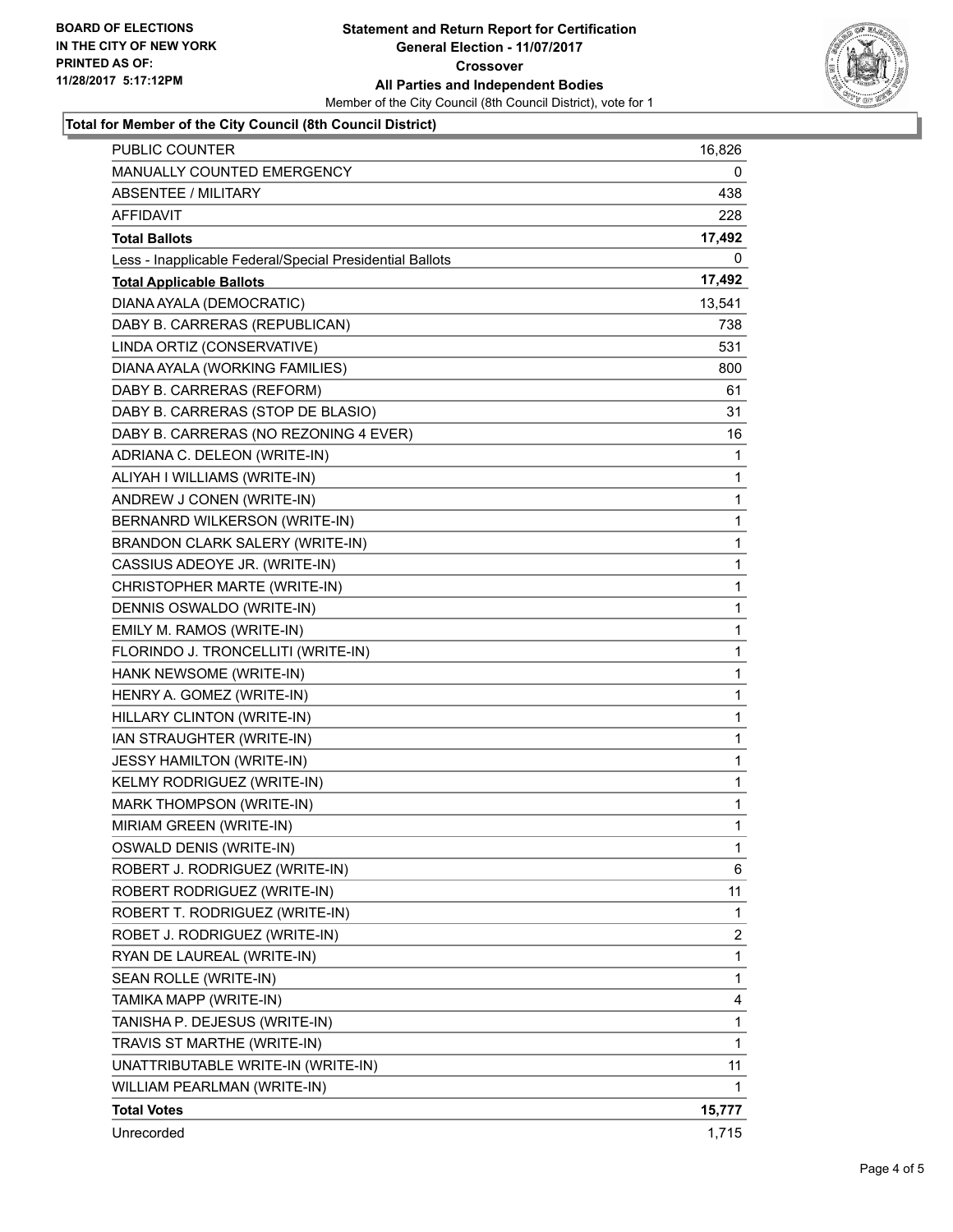BOARD OF ELECTIONS
IN THE CITY OF NEW YORK
PRINTED AS OF:
11/28/2017 5:17:12PM

**Statement and Return Report for Certification**
**General Election - 11/07/2017**
**Crossover**
**All Parties and Independent Bodies**
Member of the City Council (8th Council District), vote for 1

### Total for Member of the City Council (8th Council District)

| | |
|---|---|
| PUBLIC COUNTER | 16,826 |
| MANUALLY COUNTED EMERGENCY | 0 |
| ABSENTEE / MILITARY | 438 |
| AFFIDAVIT | 228 |
| **Total Ballots** | **17,492** |
| Less - Inapplicable Federal/Special Presidential Ballots | 0 |
| **Total Applicable Ballots** | **17,492** |
| DIANA AYALA (DEMOCRATIC) | 13,541 |
| DABY B. CARRERAS (REPUBLICAN) | 738 |
| LINDA ORTIZ (CONSERVATIVE) | 531 |
| DIANA AYALA (WORKING FAMILIES) | 800 |
| DABY B. CARRERAS (REFORM) | 61 |
| DABY B. CARRERAS (STOP DE BLASIO) | 31 |
| DABY B. CARRERAS (NO REZONING 4 EVER) | 16 |
| ADRIANA C. DELEON (WRITE-IN) | 1 |
| ALIYAH I WILLIAMS (WRITE-IN) | 1 |
| ANDREW J CONEN (WRITE-IN) | 1 |
| BERNANRD WILKERSON (WRITE-IN) | 1 |
| BRANDON CLARK SALERY (WRITE-IN) | 1 |
| CASSIUS ADEOYE JR. (WRITE-IN) | 1 |
| CHRISTOPHER MARTE (WRITE-IN) | 1 |
| DENNIS OSWALDO (WRITE-IN) | 1 |
| EMILY M. RAMOS (WRITE-IN) | 1 |
| FLORINDO J. TRONCELLITI (WRITE-IN) | 1 |
| HANK NEWSOME (WRITE-IN) | 1 |
| HENRY A. GOMEZ (WRITE-IN) | 1 |
| HILLARY CLINTON (WRITE-IN) | 1 |
| IAN STRAUGHTER (WRITE-IN) | 1 |
| JESSY HAMILTON (WRITE-IN) | 1 |
| KELMY RODRIGUEZ (WRITE-IN) | 1 |
| MARK THOMPSON (WRITE-IN) | 1 |
| MIRIAM GREEN (WRITE-IN) | 1 |
| OSWALD DENIS (WRITE-IN) | 1 |
| ROBERT J. RODRIGUEZ (WRITE-IN) | 6 |
| ROBERT RODRIGUEZ (WRITE-IN) | 11 |
| ROBERT T. RODRIGUEZ (WRITE-IN) | 1 |
| ROBET J. RODRIGUEZ (WRITE-IN) | 2 |
| RYAN DE LAUREAL (WRITE-IN) | 1 |
| SEAN ROLLE (WRITE-IN) | 1 |
| TAMIKA MAPP (WRITE-IN) | 4 |
| TANISHA P. DEJESUS (WRITE-IN) | 1 |
| TRAVIS ST MARTHE (WRITE-IN) | 1 |
| UNATTRIBUTABLE WRITE-IN (WRITE-IN) | 11 |
| WILLIAM PEARLMAN (WRITE-IN) | 1 |
| **Total Votes** | **15,777** |
| Unrecorded | 1,715 |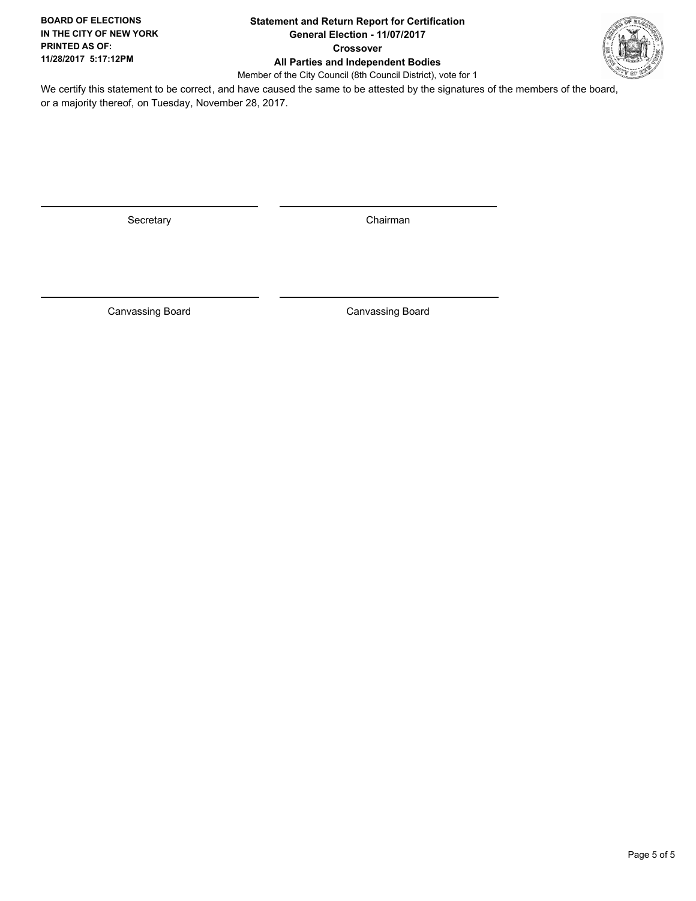**BOARD OF ELECTIONS IN THE CITY OF NEW YORK**
**PRINTED AS OF: 11/28/2017 5:17:12PM**

**Statement and Return Report for Certification**
**General Election - 11/07/2017**
**Crossover**
**All Parties and Independent Bodies**
Member of the City Council (8th Council District), vote for 1

We certify this statement to be correct, and have caused the same to be attested by the signatures of the members of the board, or a majority thereof, on Tuesday, November 28, 2017.

| | |
|---|---|
| Secretary | Chairman |
| Canvassing Board | Canvassing Board |